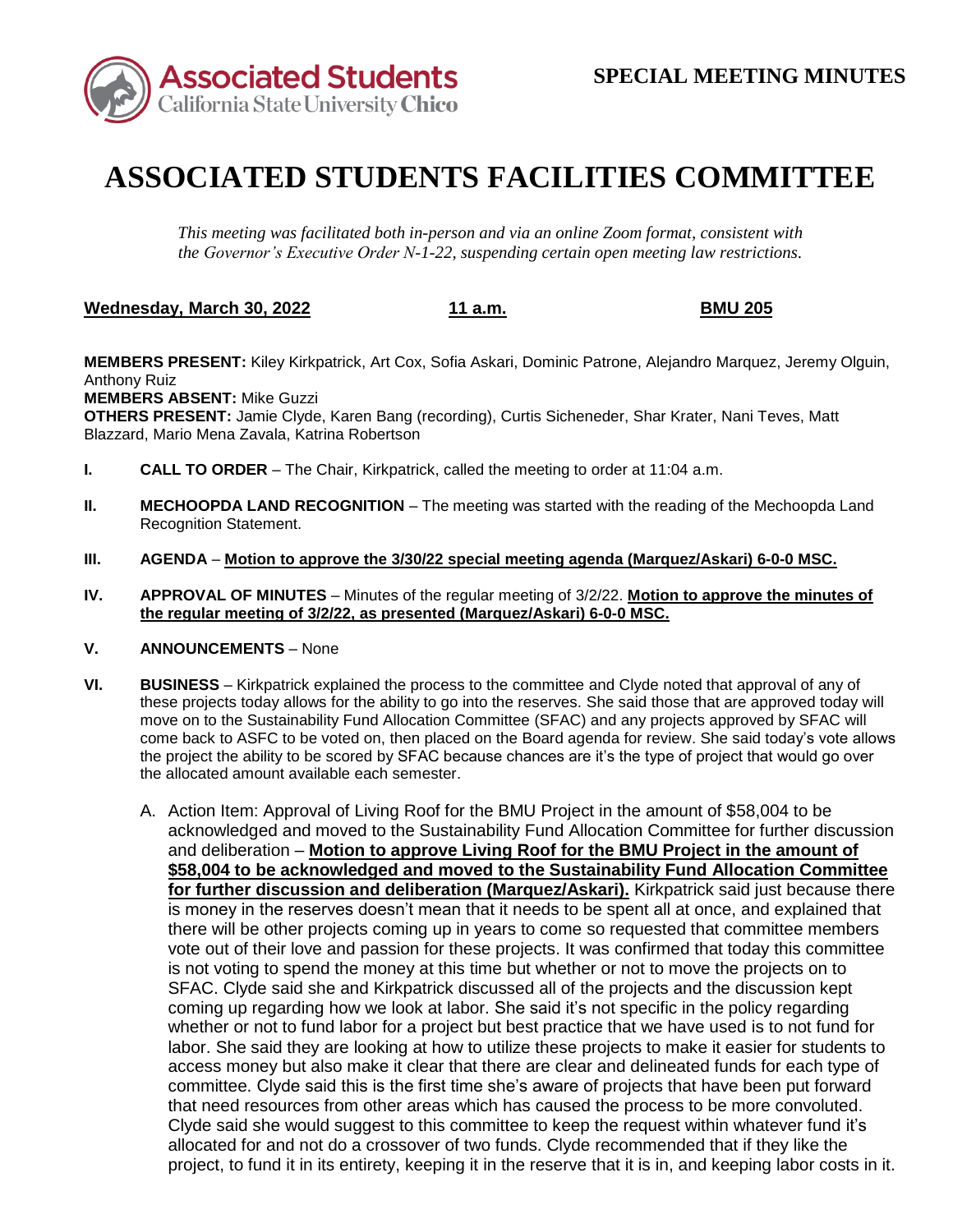Associated Students California State University Chico

**SPECIAL MEETING MINUTES**

# ASSOCIATED STUDENTS FACILITIES COMMITTEE

*This meeting was facilitated both in-person and via an online Zoom format, consistent with the Governor's Executive Order N-1-22, suspending certain open meeting law restrictions.*

**Wednesday, March 30, 2022** | **11 a.m.** | **BMU 205**

**MEMBERS PRESENT:** Kiley Kirkpatrick, Art Cox, Sofia Askari, Dominic Patrone, Alejandro Marquez, Jeremy Olguin, Anthony Ruiz
**MEMBERS ABSENT:** Mike Guzzi
**OTHERS PRESENT:** Jamie Clyde, Karen Bang (recording), Curtis Sicheneder, Shar Krater, Nani Teves, Matt Blazzard, Mario Mena Zavala, Katrina Robertson

**I. CALL TO ORDER** – The Chair, Kirkpatrick, called the meeting to order at 11:04 a.m.

**II. MECHOOPDA LAND RECOGNITION** – The meeting was started with the reading of the Mechoopda Land Recognition Statement.

**III. AGENDA** – **Motion to approve the 3/30/22 special meeting agenda (Marquez/Askari) 6-0-0 MSC.**

**IV. APPROVAL OF MINUTES** – Minutes of the regular meeting of 3/2/22. **Motion to approve the minutes of the regular meeting of 3/2/22, as presented (Marquez/Askari) 6-0-0 MSC.**

**V. ANNOUNCEMENTS** – None

**VI. BUSINESS** – Kirkpatrick explained the process to the committee and Clyde noted that approval of any of these projects today allows for the ability to go into the reserves. She said those that are approved today will move on to the Sustainability Fund Allocation Committee (SFAC) and any projects approved by SFAC will come back to ASFC to be voted on, then placed on the Board agenda for review. She said today's vote allows the project the ability to be scored by SFAC because chances are it's the type of project that would go over the allocated amount available each semester.

A. Action Item: Approval of Living Roof for the BMU Project in the amount of $58,004 to be acknowledged and moved to the Sustainability Fund Allocation Committee for further discussion and deliberation – **Motion to approve Living Roof for the BMU Project in the amount of $58,004 to be acknowledged and moved to the Sustainability Fund Allocation Committee for further discussion and deliberation (Marquez/Askari).** Kirkpatrick said just because there is money in the reserves doesn't mean that it needs to be spent all at once, and explained that there will be other projects coming up in years to come so requested that committee members vote out of their love and passion for these projects. It was confirmed that today this committee is not voting to spend the money at this time but whether or not to move the projects on to SFAC. Clyde said she and Kirkpatrick discussed all of the projects and the discussion kept coming up regarding how we look at labor. She said it's not specific in the policy regarding whether or not to fund labor for a project but best practice that we have used is to not fund for labor. She said they are looking at how to utilize these projects to make it easier for students to access money but also make it clear that there are clear and delineated funds for each type of committee. Clyde said this is the first time she's aware of projects that have been put forward that need resources from other areas which has caused the process to be more convoluted. Clyde said she would suggest to this committee to keep the request within whatever fund it's allocated for and not do a crossover of two funds. Clyde recommended that if they like the project, to fund it in its entirety, keeping it in the reserve that it is in, and keeping labor costs in it.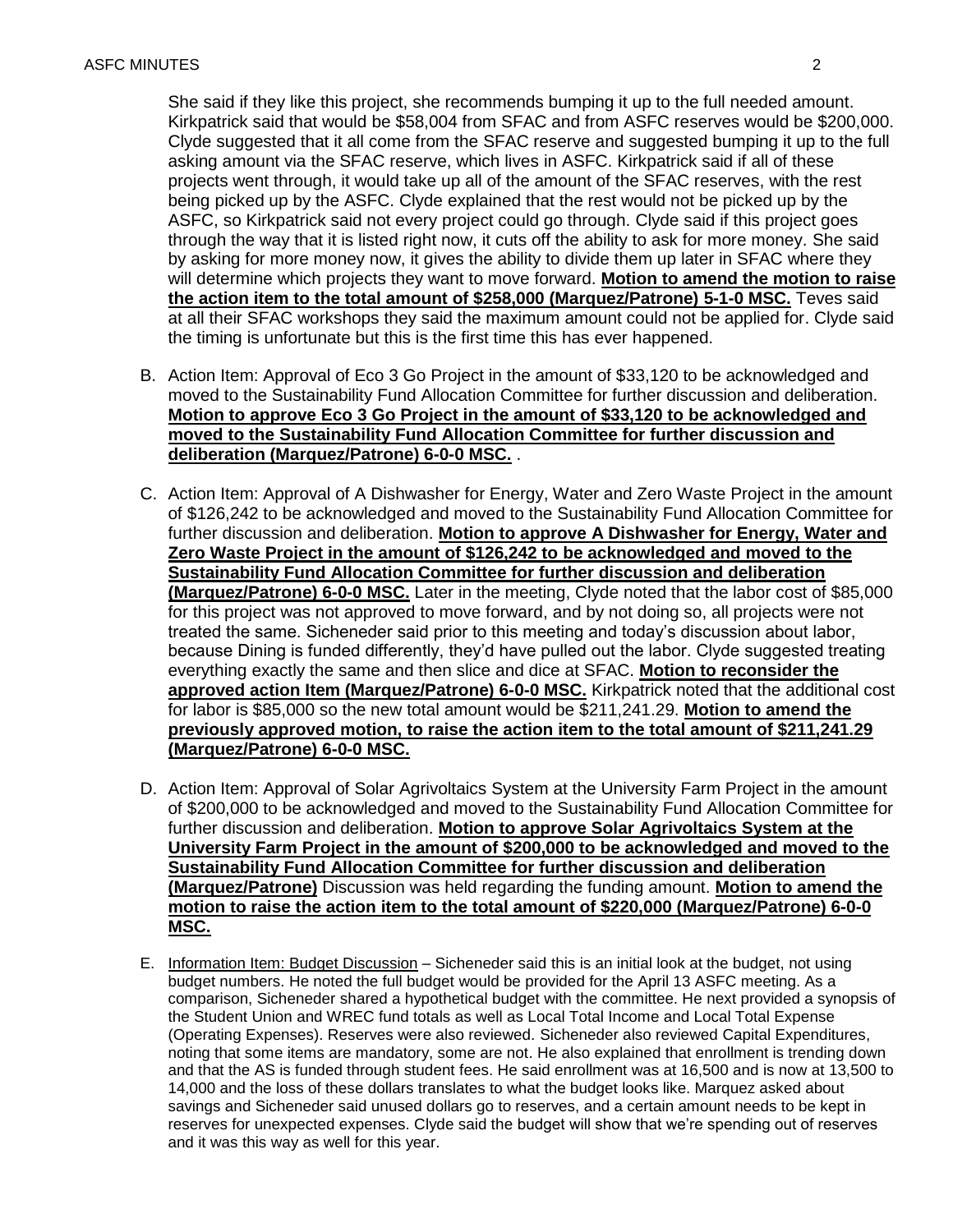She said if they like this project, she recommends bumping it up to the full needed amount. Kirkpatrick said that would be $58,004 from SFAC and from ASFC reserves would be $200,000. Clyde suggested that it all come from the SFAC reserve and suggested bumping it up to the full asking amount via the SFAC reserve, which lives in ASFC. Kirkpatrick said if all of these projects went through, it would take up all of the amount of the SFAC reserves, with the rest being picked up by the ASFC. Clyde explained that the rest would not be picked up by the ASFC, so Kirkpatrick said not every project could go through. Clyde said if this project goes through the way that it is listed right now, it cuts off the ability to ask for more money. She said by asking for more money now, it gives the ability to divide them up later in SFAC where they will determine which projects they want to move forward. **Motion to amend the motion to raise the action item to the total amount of $258,000 (Marquez/Patrone) 5-1-0 MSC.** Teves said at all their SFAC workshops they said the maximum amount could not be applied for. Clyde said the timing is unfortunate but this is the first time this has ever happened.

B. Action Item: Approval of Eco 3 Go Project in the amount of $33,120 to be acknowledged and moved to the Sustainability Fund Allocation Committee for further discussion and deliberation. **Motion to approve Eco 3 Go Project in the amount of $33,120 to be acknowledged and moved to the Sustainability Fund Allocation Committee for further discussion and deliberation (Marquez/Patrone) 6-0-0 MSC.** .

C. Action Item: Approval of A Dishwasher for Energy, Water and Zero Waste Project in the amount of $126,242 to be acknowledged and moved to the Sustainability Fund Allocation Committee for further discussion and deliberation. **Motion to approve A Dishwasher for Energy, Water and Zero Waste Project in the amount of $126,242 to be acknowledged and moved to the Sustainability Fund Allocation Committee for further discussion and deliberation (Marquez/Patrone) 6-0-0 MSC.** Later in the meeting, Clyde noted that the labor cost of $85,000 for this project was not approved to move forward, and by not doing so, all projects were not treated the same. Sicheneder said prior to this meeting and today's discussion about labor, because Dining is funded differently, they'd have pulled out the labor. Clyde suggested treating everything exactly the same and then slice and dice at SFAC. **Motion to reconsider the approved action Item (Marquez/Patrone) 6-0-0 MSC.** Kirkpatrick noted that the additional cost for labor is $85,000 so the new total amount would be $211,241.29. **Motion to amend the previously approved motion, to raise the action item to the total amount of $211,241.29 (Marquez/Patrone) 6-0-0 MSC.**

D. Action Item: Approval of Solar Agrivoltaics System at the University Farm Project in the amount of $200,000 to be acknowledged and moved to the Sustainability Fund Allocation Committee for further discussion and deliberation. **Motion to approve Solar Agrivoltaics System at the University Farm Project in the amount of $200,000 to be acknowledged and moved to the Sustainability Fund Allocation Committee for further discussion and deliberation (Marquez/Patrone)** Discussion was held regarding the funding amount. **Motion to amend the motion to raise the action item to the total amount of $220,000 (Marquez/Patrone) 6-0-0 MSC.**

E. Information Item: Budget Discussion – Sicheneder said this is an initial look at the budget, not using budget numbers. He noted the full budget would be provided for the April 13 ASFC meeting. As a comparison, Sicheneder shared a hypothetical budget with the committee. He next provided a synopsis of the Student Union and WREC fund totals as well as Local Total Income and Local Total Expense (Operating Expenses). Reserves were also reviewed. Sicheneder also reviewed Capital Expenditures, noting that some items are mandatory, some are not. He also explained that enrollment is trending down and that the AS is funded through student fees. He said enrollment was at 16,500 and is now at 13,500 to 14,000 and the loss of these dollars translates to what the budget looks like. Marquez asked about savings and Sicheneder said unused dollars go to reserves, and a certain amount needs to be kept in reserves for unexpected expenses. Clyde said the budget will show that we're spending out of reserves and it was this way as well for this year.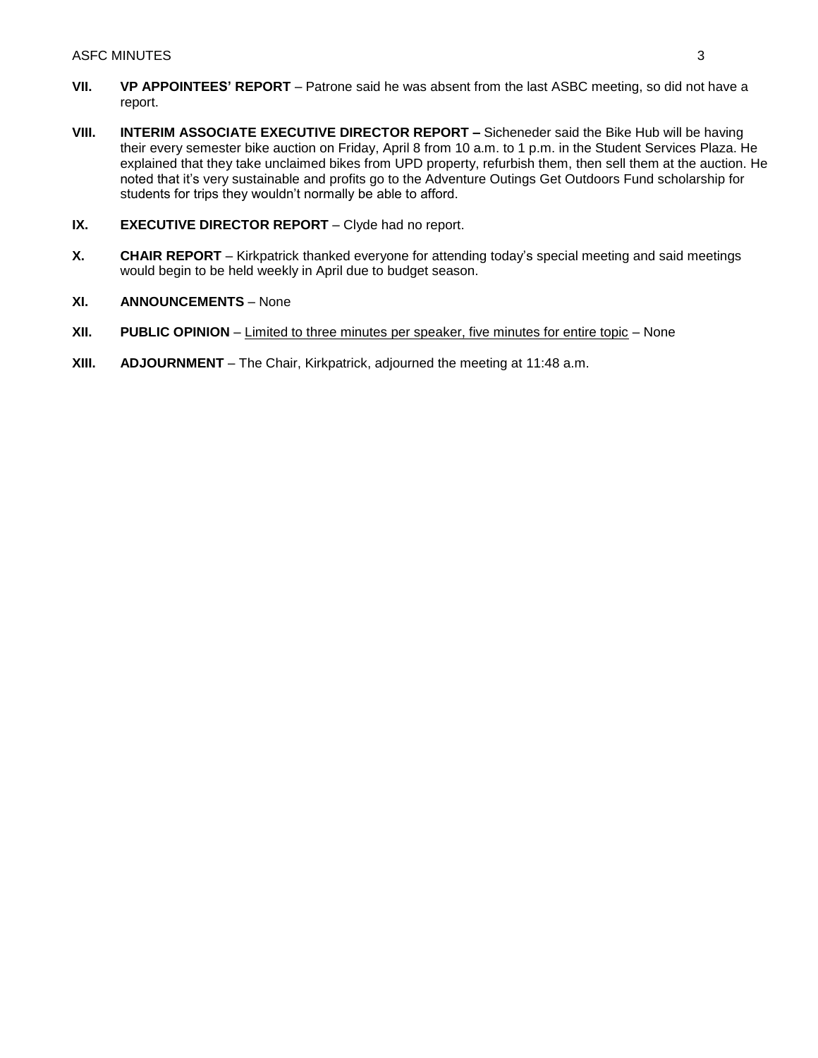**VII. VP APPOINTEES' REPORT** – Patrone said he was absent from the last ASBC meeting, so did not have a report.

**VIII. INTERIM ASSOCIATE EXECUTIVE DIRECTOR REPORT –** Sicheneder said the Bike Hub will be having their every semester bike auction on Friday, April 8 from 10 a.m. to 1 p.m. in the Student Services Plaza. He explained that they take unclaimed bikes from UPD property, refurbish them, then sell them at the auction. He noted that it's very sustainable and profits go to the Adventure Outings Get Outdoors Fund scholarship for students for trips they wouldn't normally be able to afford.

**IX. EXECUTIVE DIRECTOR REPORT** – Clyde had no report.

**X. CHAIR REPORT** – Kirkpatrick thanked everyone for attending today's special meeting and said meetings would begin to be held weekly in April due to budget season.

**XI. ANNOUNCEMENTS** – None

**XII. PUBLIC OPINION** – <u>Limited to three minutes per speaker, five minutes for entire topic</u> – None

**XIII. ADJOURNMENT** – The Chair, Kirkpatrick, adjourned the meeting at 11:48 a.m.